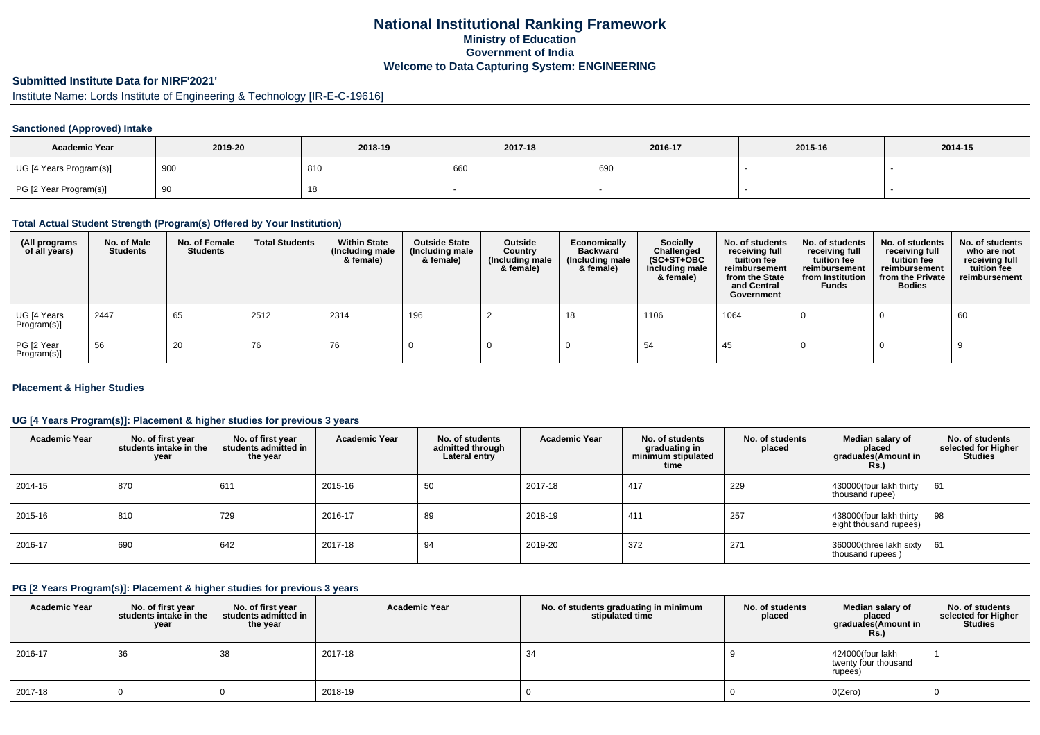# National Institutional Ranking Framework
## Ministry of Education
## Government of India
## Welcome to Data Capturing System: ENGINEERING

### Submitted Institute Data for NIRF'2021'

Institute Name: Lords Institute of Engineering & Technology [IR-E-C-19616]

#### Sanctioned (Approved) Intake

| Academic Year | 2019-20 | 2018-19 | 2017-18 | 2016-17 | 2015-16 | 2014-15 |
|---|---|---|---|---|---|---|
| UG [4 Years Program(s)] | 900 | 810 | 660 | 690 | - | - |
| PG [2 Year Program(s)] | 90 | 18 | - | - | - | - |

#### Total Actual Student Strength (Program(s) Offered by Your Institution)

| (All programs of all years) | No. of Male Students | No. of Female Students | Total Students | Within State (Including male & female) | Outside State (Including male & female) | Outside Country (Including male & female) | Economically Backward (Including male & female) | Socially Challenged (SC+ST+OBC Including male & female) | No. of students receiving full tuition fee reimbursement from the State and Central Government | No. of students receiving full tuition fee reimbursement from Institution Funds | No. of students receiving full tuition fee reimbursement from the Private Bodies | No. of students who are not receiving full tuition fee reimbursement |
|---|---|---|---|---|---|---|---|---|---|---|---|---|
| UG [4 Years Program(s)] | 2447 | 65 | 2512 | 2314 | 196 | 2 | 18 | 1106 | 1064 | 0 | 0 | 60 |
| PG [2 Year Program(s)] | 56 | 20 | 76 | 76 | 0 | 0 | 0 | 54 | 45 | 0 | 0 | 9 |

#### Placement & Higher Studies

#### UG [4 Years Program(s)]: Placement & higher studies for previous 3 years

| Academic Year | No. of first year students intake in the year | No. of first year students admitted in the year | Academic Year | No. of students admitted through Lateral entry | Academic Year | No. of students graduating in minimum stipulated time | No. of students placed | Median salary of placed graduates(Amount in Rs.) | No. of students selected for Higher Studies |
|---|---|---|---|---|---|---|---|---|---|
| 2014-15 | 870 | 611 | 2015-16 | 50 | 2017-18 | 417 | 229 | 430000(four lakh thirty thousand rupee) | 61 |
| 2015-16 | 810 | 729 | 2016-17 | 89 | 2018-19 | 411 | 257 | 438000(four lakh thirty eight thousand rupees) | 98 |
| 2016-17 | 690 | 642 | 2017-18 | 94 | 2019-20 | 372 | 271 | 360000(three lakh sixty thousand rupees ) | 61 |

#### PG [2 Years Program(s)]: Placement & higher studies for previous 3 years

| Academic Year | No. of first year students intake in the year | No. of first year students admitted in the year | Academic Year | No. of students graduating in minimum stipulated time | No. of students placed | Median salary of placed graduates(Amount in Rs.) | No. of students selected for Higher Studies |
|---|---|---|---|---|---|---|---|
| 2016-17 | 36 | 38 | 2017-18 | 34 | 9 | 424000(four lakh twenty four thousand rupees) | 1 |
| 2017-18 | 0 | 0 | 2018-19 | 0 | 0 | 0(Zero) | 0 |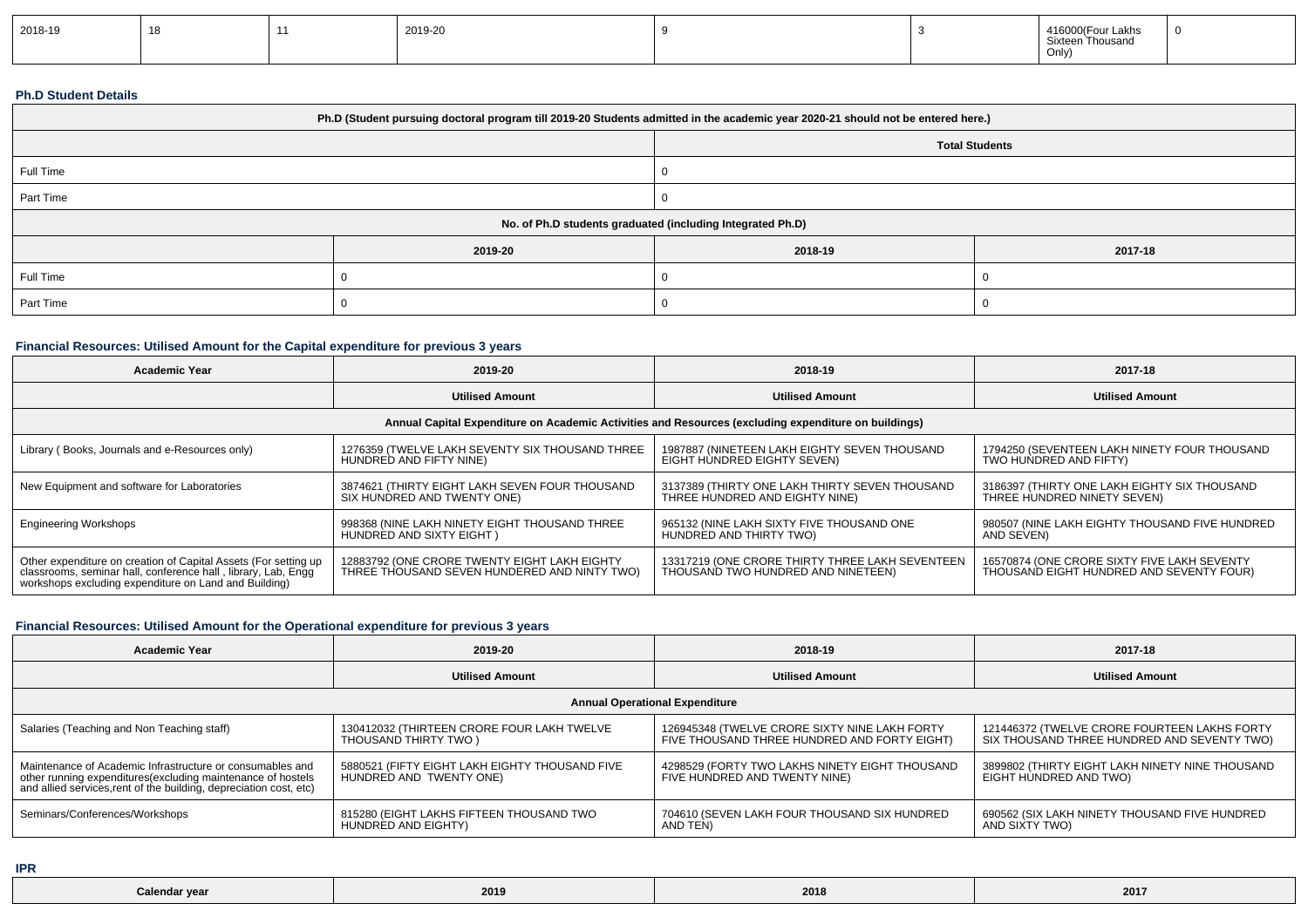| 2018-19 | 18 | 11 | 2019-20 | 9 | 3 | 416000(Four Lakhs Sixteen Thousand Only) | 0 |
|---|---|---|---|---|---|---|---|

### Ph.D Student Details

| Ph.D (Student pursuing doctoral program till 2019-20 Students admitted in the academic year 2020-21 should not be entered here.) | | | |
|---|---|---|---|
| | | Total Students | |
| Full Time | | 0 | |
| Part Time | | 0 | |
| No. of Ph.D students graduated (including Integrated Ph.D) | | | |
| | 2019-20 | 2018-19 | 2017-18 |
| Full Time | 0 | 0 | 0 |
| Part Time | 0 | 0 | 0 |

### Financial Resources: Utilised Amount for the Capital expenditure for previous 3 years

| Academic Year | 2019-20 | 2018-19 | 2017-18 |
|---|---|---|---|
| | Utilised Amount | Utilised Amount | Utilised Amount |
| Annual Capital Expenditure on Academic Activities and Resources (excluding expenditure on buildings) | | | |
| Library ( Books, Journals and e-Resources only) | 1276359 (TWELVE LAKH SEVENTY SIX THOUSAND THREE HUNDRED AND FIFTY NINE) | 1987887 (NINETEEN LAKH EIGHTY SEVEN THOUSAND EIGHT HUNDRED EIGHTY SEVEN) | 1794250 (SEVENTEEN LAKH NINETY FOUR THOUSAND TWO HUNDRED AND FIFTY) |
| New Equipment and software for Laboratories | 3874621 (THIRTY EIGHT LAKH SEVEN FOUR THOUSAND SIX HUNDRED AND TWENTY ONE) | 3137389 (THIRTY ONE LAKH THIRTY SEVEN THOUSAND THREE HUNDRED AND EIGHTY NINE) | 3186397 (THIRTY ONE LAKH EIGHTY SIX THOUSAND THREE HUNDRED NINETY SEVEN) |
| Engineering Workshops | 998368 (NINE LAKH NINETY EIGHT THOUSAND THREE HUNDRED AND SIXTY EIGHT ) | 965132 (NINE LAKH SIXTY FIVE THOUSAND ONE HUNDRED AND THIRTY TWO) | 980507 (NINE LAKH EIGHTY THOUSAND FIVE HUNDRED AND SEVEN) |
| Other expenditure on creation of Capital Assets (For setting up classrooms, seminar hall, conference hall , library, Lab, Engg workshops excluding expenditure on Land and Building) | 12883792 (ONE CRORE TWENTY EIGHT LAKH EIGHTY THREE THOUSAND SEVEN HUNDERED AND NINTY TWO) | 13317219 (ONE CRORE THIRTY THREE LAKH SEVENTEEN THOUSAND TWO HUNDRED AND NINETEEN) | 16570874 (ONE CRORE SIXTY FIVE LAKH SEVENTY THOUSAND EIGHT HUNDRED AND SEVENTY FOUR) |

### Financial Resources: Utilised Amount for the Operational expenditure for previous 3 years

| Academic Year | 2019-20 | 2018-19 | 2017-18 |
|---|---|---|---|
| | Utilised Amount | Utilised Amount | Utilised Amount |
| Annual Operational Expenditure | | | |
| Salaries (Teaching and Non Teaching staff) | 130412032 (THIRTEEN CRORE FOUR LAKH TWELVE THOUSAND THIRTY TWO ) | 126945348 (TWELVE CRORE SIXTY NINE LAKH FORTY FIVE THOUSAND THREE HUNDRED AND FORTY EIGHT) | 121446372 (TWELVE CRORE FOURTEEN LAKHS FORTY SIX THOUSAND THREE HUNDRED AND SEVENTY TWO) |
| Maintenance of Academic Infrastructure or consumables and other running expenditures(excluding maintenance of hostels and allied services,rent of the building, depreciation cost, etc) | 5880521 (FIFTY EIGHT LAKH EIGHTY THOUSAND FIVE HUNDRED AND TWENTY ONE) | 4298529 (FORTY TWO LAKHS NINETY EIGHT THOUSAND FIVE HUNDRED AND TWENTY NINE) | 3899802 (THIRTY EIGHT LAKH NINETY NINE THOUSAND EIGHT HUNDRED AND TWO) |
| Seminars/Conferences/Workshops | 815280 (EIGHT LAKHS FIFTEEN THOUSAND TWO HUNDRED AND EIGHTY) | 704610 (SEVEN LAKH FOUR THOUSAND SIX HUNDRED AND TEN) | 690562 (SIX LAKH NINETY THOUSAND FIVE HUNDRED AND SIXTY TWO) |

### IPR

| Calendar year | 2019 | 2018 | 2017 |
|---|---|---|---|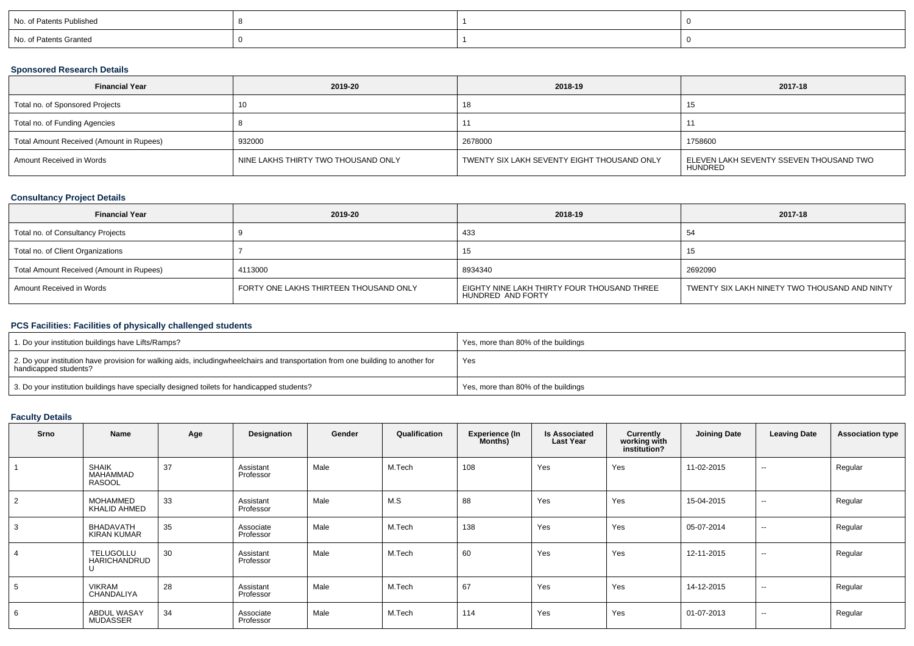| No. of Patents Published | 8 | 1 | 0 |
|---|---|---|---|
| No. of Patents Granted | 0 | 1 | 0 |

### Sponsored Research Details

| Financial Year | 2019-20 | 2018-19 | 2017-18 |
|---|---|---|---|
| Total no. of Sponsored Projects | 10 | 18 | 15 |
| Total no. of Funding Agencies | 8 | 11 | 11 |
| Total Amount Received (Amount in Rupees) | 932000 | 2678000 | 1758600 |
| Amount Received in Words | NINE LAKHS THIRTY TWO THOUSAND ONLY | TWENTY SIX LAKH SEVENTY EIGHT THOUSAND ONLY | ELEVEN LAKH SEVENTY SSEVEN THOUSAND TWO HUNDRED |

### Consultancy Project Details

| Financial Year | 2019-20 | 2018-19 | 2017-18 |
|---|---|---|---|
| Total no. of Consultancy Projects | 9 | 433 | 54 |
| Total no. of Client Organizations | 7 | 15 | 15 |
| Total Amount Received (Amount in Rupees) | 4113000 | 8934340 | 2692090 |
| Amount Received in Words | FORTY ONE LAKHS THIRTEEN THOUSAND ONLY | EIGHTY NINE LAKH THIRTY FOUR THOUSAND THREE HUNDRED AND FORTY | TWENTY SIX LAKH NINETY TWO THOUSAND AND NINTY |

### PCS Facilities: Facilities of physically challenged students

| 1. Do your institution buildings have Lifts/Ramps? | Yes, more than 80% of the buildings |
|---|---|
| 2. Do your institution have provision for walking aids, includingwheelchairs and transportation from one building to another for handicapped students? | Yes |
| 3. Do your institution buildings have specially designed toilets for handicapped students? | Yes, more than 80% of the buildings |

### Faculty Details

| Srno | Name | Age | Designation | Gender | Qualification | Experience (In Months) | Is Associated Last Year | Currently working with institution? | Joining Date | Leaving Date | Association type |
|---|---|---|---|---|---|---|---|---|---|---|---|
| 1 | SHAIK MAHAMMAD RASOOL | 37 | Assistant Professor | Male | M.Tech | 108 | Yes | Yes | 11-02-2015 | -- | Regular |
| 2 | MOHAMMED KHALID AHMED | 33 | Assistant Professor | Male | M.S | 88 | Yes | Yes | 15-04-2015 | -- | Regular |
| 3 | BHADAVATH KIRAN KUMAR | 35 | Associate Professor | Male | M.Tech | 138 | Yes | Yes | 05-07-2014 | -- | Regular |
| 4 | TELUGOLLU HARICHANDRUDU | 30 | Assistant Professor | Male | M.Tech | 60 | Yes | Yes | 12-11-2015 | -- | Regular |
| 5 | VIKRAM CHANDALIYA | 28 | Assistant Professor | Male | M.Tech | 67 | Yes | Yes | 14-12-2015 | -- | Regular |
| 6 | ABDUL WASAY MUDASSER | 34 | Associate Professor | Male | M.Tech | 114 | Yes | Yes | 01-07-2013 | -- | Regular |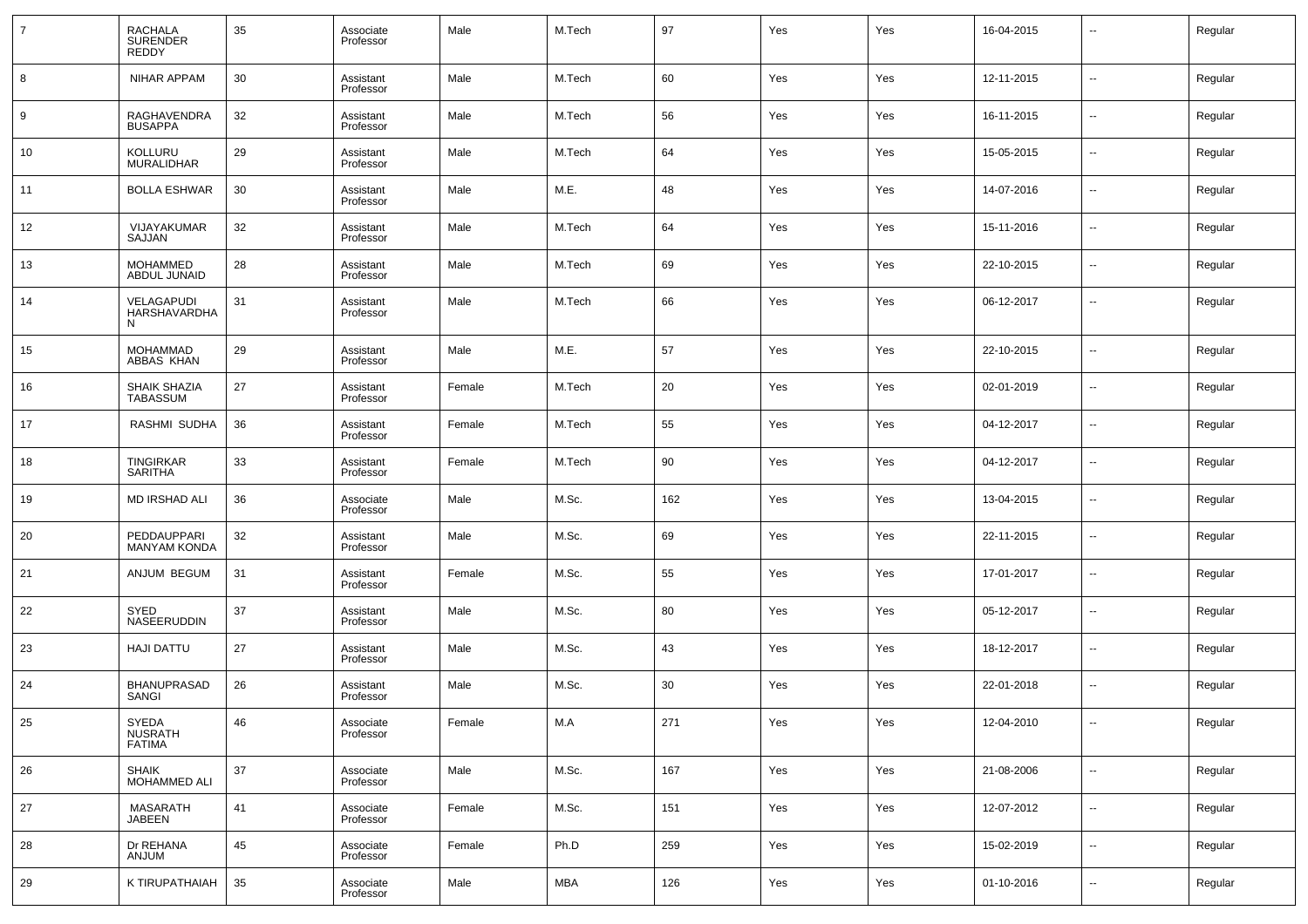| 7 | RACHALA SURENDER REDDY | 35 | Associate Professor | Male | M.Tech | 97 | Yes | Yes | 16-04-2015 | -- | Regular |
|---|---|---|---|---|---|---|---|---|---|---|---|
| 8 | NIHAR APPAM | 30 | Assistant Professor | Male | M.Tech | 60 | Yes | Yes | 12-11-2015 | -- | Regular |
| 9 | RAGHAVENDRA BUSAPPA | 32 | Assistant Professor | Male | M.Tech | 56 | Yes | Yes | 16-11-2015 | -- | Regular |
| 10 | KOLLURU MURALIDHAR | 29 | Assistant Professor | Male | M.Tech | 64 | Yes | Yes | 15-05-2015 | -- | Regular |
| 11 | BOLLA ESHWAR | 30 | Assistant Professor | Male | M.E. | 48 | Yes | Yes | 14-07-2016 | -- | Regular |
| 12 | VIJAYAKUMAR SAJJAN | 32 | Assistant Professor | Male | M.Tech | 64 | Yes | Yes | 15-11-2016 | -- | Regular |
| 13 | MOHAMMED ABDUL JUNAID | 28 | Assistant Professor | Male | M.Tech | 69 | Yes | Yes | 22-10-2015 | -- | Regular |
| 14 | VELAGAPUDI HARSHAVARDHAN | 31 | Assistant Professor | Male | M.Tech | 66 | Yes | Yes | 06-12-2017 | -- | Regular |
| 15 | MOHAMMAD ABBAS KHAN | 29 | Assistant Professor | Male | M.E. | 57 | Yes | Yes | 22-10-2015 | -- | Regular |
| 16 | SHAIK SHAZIA TABASSUM | 27 | Assistant Professor | Female | M.Tech | 20 | Yes | Yes | 02-01-2019 | -- | Regular |
| 17 | RASHMI SUDHA | 36 | Assistant Professor | Female | M.Tech | 55 | Yes | Yes | 04-12-2017 | -- | Regular |
| 18 | TINGIRKAR SARITHA | 33 | Assistant Professor | Female | M.Tech | 90 | Yes | Yes | 04-12-2017 | -- | Regular |
| 19 | MD IRSHAD ALI | 36 | Associate Professor | Male | M.Sc. | 162 | Yes | Yes | 13-04-2015 | -- | Regular |
| 20 | PEDDAUPPARI MANYAM KONDA | 32 | Assistant Professor | Male | M.Sc. | 69 | Yes | Yes | 22-11-2015 | -- | Regular |
| 21 | ANJUM BEGUM | 31 | Assistant Professor | Female | M.Sc. | 55 | Yes | Yes | 17-01-2017 | -- | Regular |
| 22 | SYED NASEERUDDIN | 37 | Assistant Professor | Male | M.Sc. | 80 | Yes | Yes | 05-12-2017 | -- | Regular |
| 23 | HAJI DATTU | 27 | Assistant Professor | Male | M.Sc. | 43 | Yes | Yes | 18-12-2017 | -- | Regular |
| 24 | BHANUPRASAD SANGI | 26 | Assistant Professor | Male | M.Sc. | 30 | Yes | Yes | 22-01-2018 | -- | Regular |
| 25 | SYEDA NUSRATH FATIMA | 46 | Associate Professor | Female | M.A | 271 | Yes | Yes | 12-04-2010 | -- | Regular |
| 26 | SHAIK MOHAMMED ALI | 37 | Associate Professor | Male | M.Sc. | 167 | Yes | Yes | 21-08-2006 | -- | Regular |
| 27 | MASARATH JABEEN | 41 | Associate Professor | Female | M.Sc. | 151 | Yes | Yes | 12-07-2012 | -- | Regular |
| 28 | Dr REHANA ANJUM | 45 | Associate Professor | Female | Ph.D | 259 | Yes | Yes | 15-02-2019 | -- | Regular |
| 29 | K TIRUPATHAIAH | 35 | Associate Professor | Male | MBA | 126 | Yes | Yes | 01-10-2016 | -- | Regular |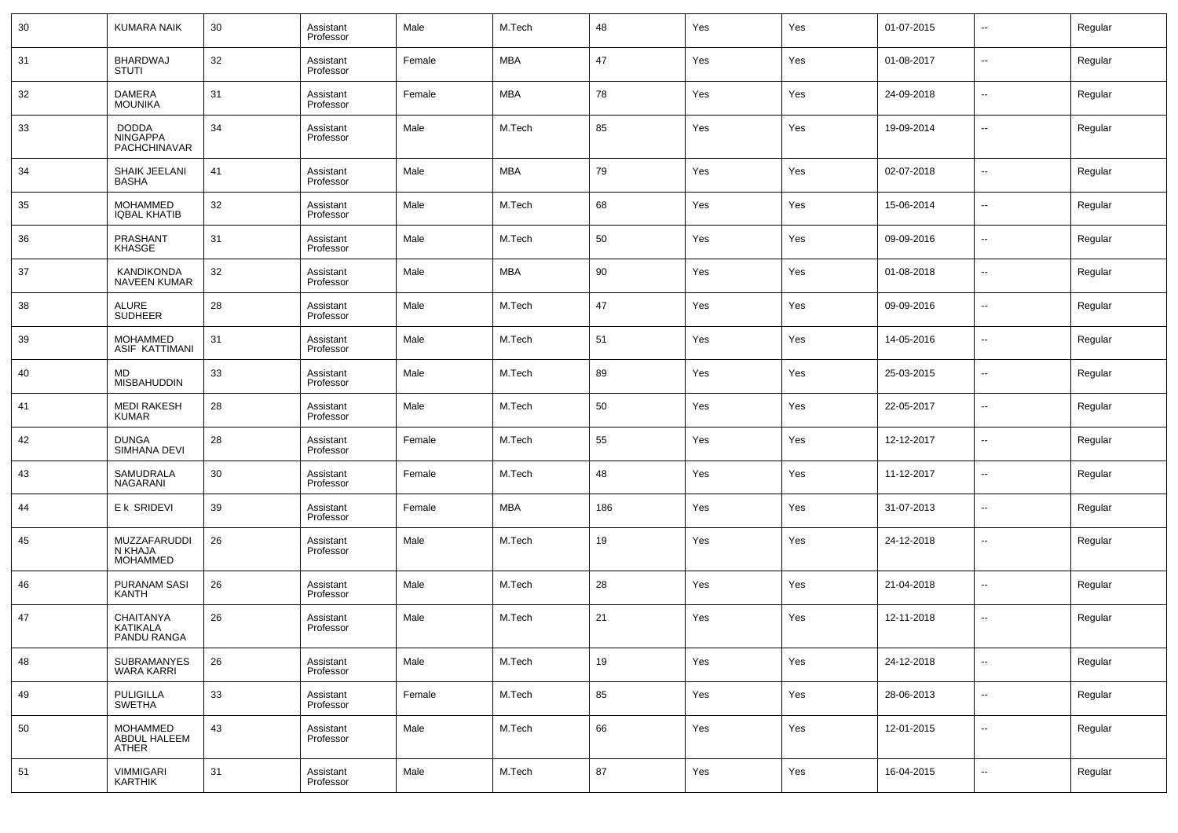| 30 | KUMARA NAIK | 30 | Assistant Professor | Male | M.Tech | 48 | Yes | Yes | 01-07-2015 | -- | Regular |
|---|---|---|---|---|---|---|---|---|---|---|---|
| 31 | BHARDWAJ STUTI | 32 | Assistant Professor | Female | MBA | 47 | Yes | Yes | 01-08-2017 | -- | Regular |
| 32 | DAMERA MOUNIKA | 31 | Assistant Professor | Female | MBA | 78 | Yes | Yes | 24-09-2018 | -- | Regular |
| 33 | DODDA NINGAPPA PACHCHINAVAR | 34 | Assistant Professor | Male | M.Tech | 85 | Yes | Yes | 19-09-2014 | -- | Regular |
| 34 | SHAIK JEELANI BASHA | 41 | Assistant Professor | Male | MBA | 79 | Yes | Yes | 02-07-2018 | -- | Regular |
| 35 | MOHAMMED IQBAL KHATIB | 32 | Assistant Professor | Male | M.Tech | 68 | Yes | Yes | 15-06-2014 | -- | Regular |
| 36 | PRASHANT KHASGE | 31 | Assistant Professor | Male | M.Tech | 50 | Yes | Yes | 09-09-2016 | -- | Regular |
| 37 | KANDIKONDA NAVEEN KUMAR | 32 | Assistant Professor | Male | MBA | 90 | Yes | Yes | 01-08-2018 | -- | Regular |
| 38 | ALURE SUDHEER | 28 | Assistant Professor | Male | M.Tech | 47 | Yes | Yes | 09-09-2016 | -- | Regular |
| 39 | MOHAMMED ASIF KATTIMANI | 31 | Assistant Professor | Male | M.Tech | 51 | Yes | Yes | 14-05-2016 | -- | Regular |
| 40 | MD MISBAHUDDIN | 33 | Assistant Professor | Male | M.Tech | 89 | Yes | Yes | 25-03-2015 | -- | Regular |
| 41 | MEDI RAKESH KUMAR | 28 | Assistant Professor | Male | M.Tech | 50 | Yes | Yes | 22-05-2017 | -- | Regular |
| 42 | DUNGA SIMHANA DEVI | 28 | Assistant Professor | Female | M.Tech | 55 | Yes | Yes | 12-12-2017 | -- | Regular |
| 43 | SAMUDRALA NAGARANI | 30 | Assistant Professor | Female | M.Tech | 48 | Yes | Yes | 11-12-2017 | -- | Regular |
| 44 | E k SRIDEVI | 39 | Assistant Professor | Female | MBA | 186 | Yes | Yes | 31-07-2013 | -- | Regular |
| 45 | MUZZAFARUDDIN KHAJA MOHAMMED | 26 | Assistant Professor | Male | M.Tech | 19 | Yes | Yes | 24-12-2018 | -- | Regular |
| 46 | PURANAM SASI KANTH | 26 | Assistant Professor | Male | M.Tech | 28 | Yes | Yes | 21-04-2018 | -- | Regular |
| 47 | CHAITANYA KATIKALA PANDU RANGA | 26 | Assistant Professor | Male | M.Tech | 21 | Yes | Yes | 12-11-2018 | -- | Regular |
| 48 | SUBRAMANYESWARA KARRI | 26 | Assistant Professor | Male | M.Tech | 19 | Yes | Yes | 24-12-2018 | -- | Regular |
| 49 | PULIGILLA SWETHA | 33 | Assistant Professor | Female | M.Tech | 85 | Yes | Yes | 28-06-2013 | -- | Regular |
| 50 | MOHAMMED ABDUL HALEEM ATHER | 43 | Assistant Professor | Male | M.Tech | 66 | Yes | Yes | 12-01-2015 | -- | Regular |
| 51 | VIMMIGARI KARTHIK | 31 | Assistant Professor | Male | M.Tech | 87 | Yes | Yes | 16-04-2015 | -- | Regular |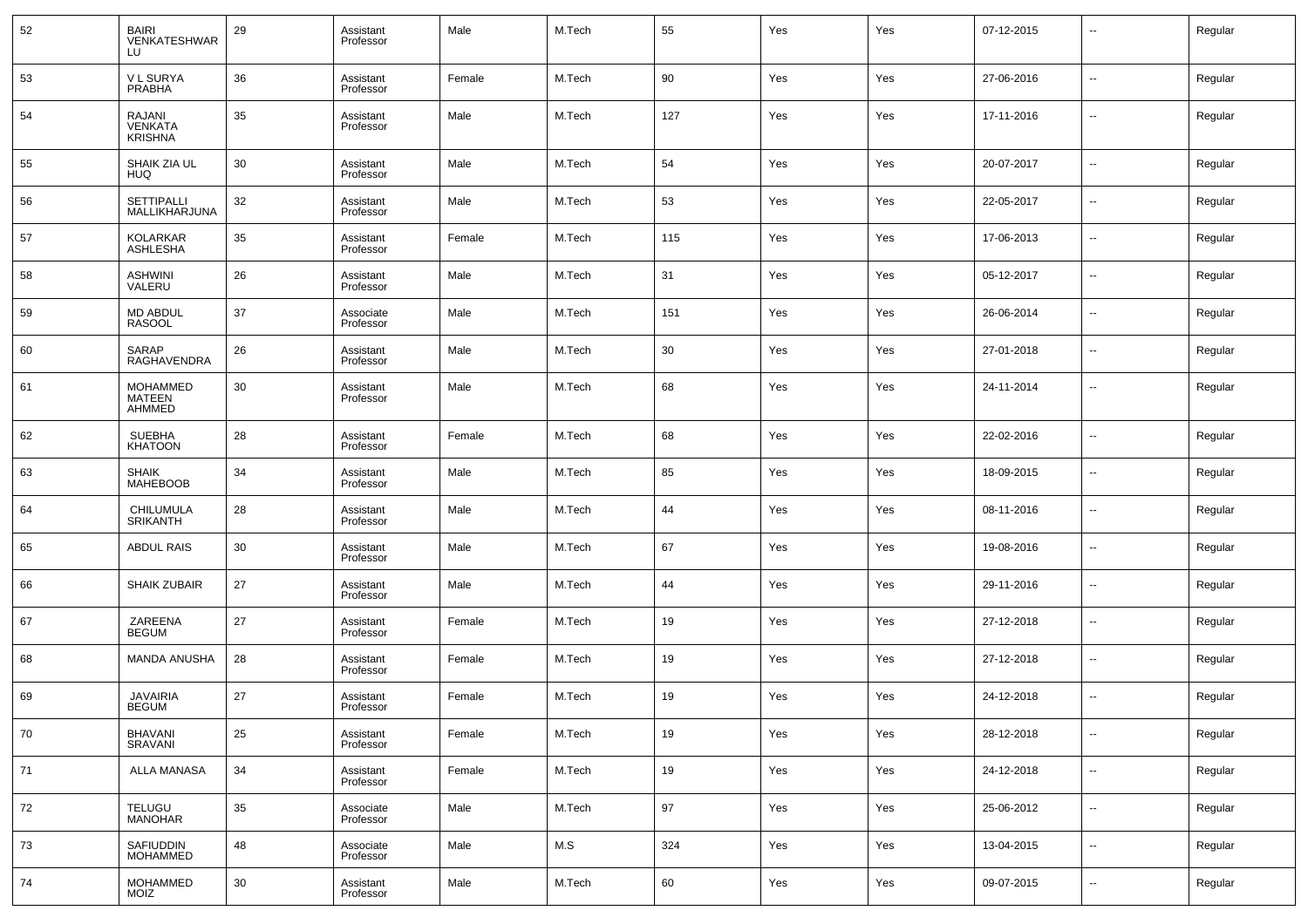| 52 | BAIRI VENKATESHWAR LU | 29 | Assistant Professor | Male | M.Tech | 55 | Yes | Yes | 07-12-2015 | -- | Regular |
|---|---|---|---|---|---|---|---|---|---|---|---|
| 53 | V L SURYA PRABHA | 36 | Assistant Professor | Female | M.Tech | 90 | Yes | Yes | 27-06-2016 | -- | Regular |
| 54 | RAJANI VENKATA KRISHNA | 35 | Assistant Professor | Male | M.Tech | 127 | Yes | Yes | 17-11-2016 | -- | Regular |
| 55 | SHAIK ZIA UL HUQ | 30 | Assistant Professor | Male | M.Tech | 54 | Yes | Yes | 20-07-2017 | -- | Regular |
| 56 | SETTIPALLI MALLIKHARJUNA | 32 | Assistant Professor | Male | M.Tech | 53 | Yes | Yes | 22-05-2017 | -- | Regular |
| 57 | KOLARKAR ASHLESHA | 35 | Assistant Professor | Female | M.Tech | 115 | Yes | Yes | 17-06-2013 | -- | Regular |
| 58 | ASHWINI VALERU | 26 | Assistant Professor | Male | M.Tech | 31 | Yes | Yes | 05-12-2017 | -- | Regular |
| 59 | MD ABDUL RASOOL | 37 | Associate Professor | Male | M.Tech | 151 | Yes | Yes | 26-06-2014 | -- | Regular |
| 60 | SARAP RAGHAVENDRA | 26 | Assistant Professor | Male | M.Tech | 30 | Yes | Yes | 27-01-2018 | -- | Regular |
| 61 | MOHAMMED MATEEN AHMMED | 30 | Assistant Professor | Male | M.Tech | 68 | Yes | Yes | 24-11-2014 | -- | Regular |
| 62 | SUEBHA KHATOON | 28 | Assistant Professor | Female | M.Tech | 68 | Yes | Yes | 22-02-2016 | -- | Regular |
| 63 | SHAIK MAHEBOOB | 34 | Assistant Professor | Male | M.Tech | 85 | Yes | Yes | 18-09-2015 | -- | Regular |
| 64 | CHILUMULA SRIKANTH | 28 | Assistant Professor | Male | M.Tech | 44 | Yes | Yes | 08-11-2016 | -- | Regular |
| 65 | ABDUL RAIS | 30 | Assistant Professor | Male | M.Tech | 67 | Yes | Yes | 19-08-2016 | -- | Regular |
| 66 | SHAIK ZUBAIR | 27 | Assistant Professor | Male | M.Tech | 44 | Yes | Yes | 29-11-2016 | -- | Regular |
| 67 | ZAREENA BEGUM | 27 | Assistant Professor | Female | M.Tech | 19 | Yes | Yes | 27-12-2018 | -- | Regular |
| 68 | MANDA ANUSHA | 28 | Assistant Professor | Female | M.Tech | 19 | Yes | Yes | 27-12-2018 | -- | Regular |
| 69 | JAVAIRIA BEGUM | 27 | Assistant Professor | Female | M.Tech | 19 | Yes | Yes | 24-12-2018 | -- | Regular |
| 70 | BHAVANI SRAVANI | 25 | Assistant Professor | Female | M.Tech | 19 | Yes | Yes | 28-12-2018 | -- | Regular |
| 71 | ALLA MANASA | 34 | Assistant Professor | Female | M.Tech | 19 | Yes | Yes | 24-12-2018 | -- | Regular |
| 72 | TELUGU MANOHAR | 35 | Associate Professor | Male | M.Tech | 97 | Yes | Yes | 25-06-2012 | -- | Regular |
| 73 | SAFIUDDIN MOHAMMED | 48 | Associate Professor | Male | M.S | 324 | Yes | Yes | 13-04-2015 | -- | Regular |
| 74 | MOHAMMED MOIZ | 30 | Assistant Professor | Male | M.Tech | 60 | Yes | Yes | 09-07-2015 | -- | Regular |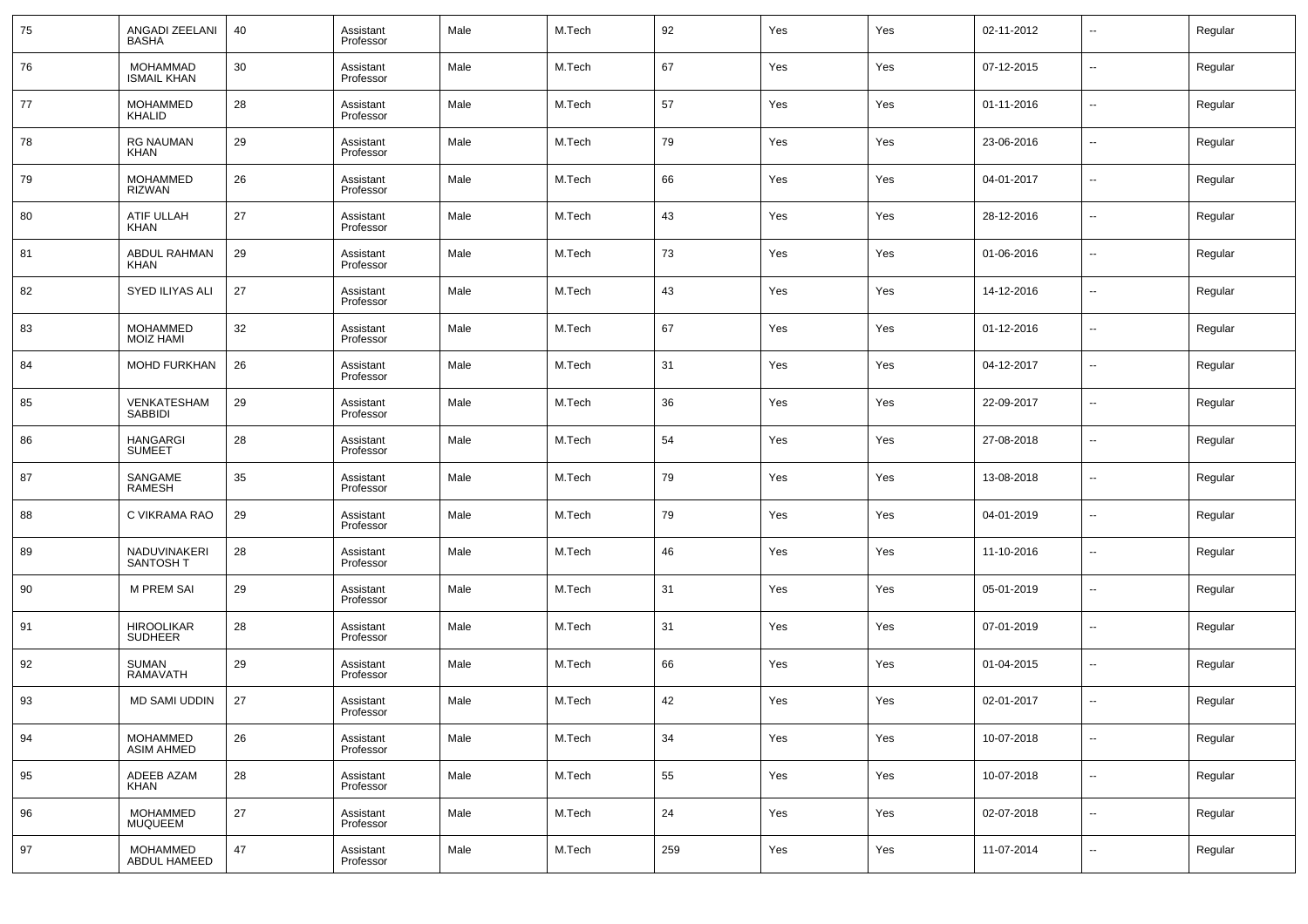| 75 | ANGADI ZEELANI BASHA | 40 | Assistant Professor | Male | M.Tech | 92 | Yes | Yes | 02-11-2012 | -- | Regular |
|---|---|---|---|---|---|---|---|---|---|---|---|
| 76 | MOHAMMAD ISMAIL KHAN | 30 | Assistant Professor | Male | M.Tech | 67 | Yes | Yes | 07-12-2015 | -- | Regular |
| 77 | MOHAMMED KHALID | 28 | Assistant Professor | Male | M.Tech | 57 | Yes | Yes | 01-11-2016 | -- | Regular |
| 78 | RG NAUMAN KHAN | 29 | Assistant Professor | Male | M.Tech | 79 | Yes | Yes | 23-06-2016 | -- | Regular |
| 79 | MOHAMMED RIZWAN | 26 | Assistant Professor | Male | M.Tech | 66 | Yes | Yes | 04-01-2017 | -- | Regular |
| 80 | ATIF ULLAH KHAN | 27 | Assistant Professor | Male | M.Tech | 43 | Yes | Yes | 28-12-2016 | -- | Regular |
| 81 | ABDUL RAHMAN KHAN | 29 | Assistant Professor | Male | M.Tech | 73 | Yes | Yes | 01-06-2016 | -- | Regular |
| 82 | SYED ILIYAS ALI | 27 | Assistant Professor | Male | M.Tech | 43 | Yes | Yes | 14-12-2016 | -- | Regular |
| 83 | MOHAMMED MOIZ HAMI | 32 | Assistant Professor | Male | M.Tech | 67 | Yes | Yes | 01-12-2016 | -- | Regular |
| 84 | MOHD FURKHAN | 26 | Assistant Professor | Male | M.Tech | 31 | Yes | Yes | 04-12-2017 | -- | Regular |
| 85 | VENKATESHAM SABBIDI | 29 | Assistant Professor | Male | M.Tech | 36 | Yes | Yes | 22-09-2017 | -- | Regular |
| 86 | HANGARGI SUMEET | 28 | Assistant Professor | Male | M.Tech | 54 | Yes | Yes | 27-08-2018 | -- | Regular |
| 87 | SANGAME RAMESH | 35 | Assistant Professor | Male | M.Tech | 79 | Yes | Yes | 13-08-2018 | -- | Regular |
| 88 | C VIKRAMA RAO | 29 | Assistant Professor | Male | M.Tech | 79 | Yes | Yes | 04-01-2019 | -- | Regular |
| 89 | NADUVINAKERI SANTOSH T | 28 | Assistant Professor | Male | M.Tech | 46 | Yes | Yes | 11-10-2016 | -- | Regular |
| 90 | M PREM SAI | 29 | Assistant Professor | Male | M.Tech | 31 | Yes | Yes | 05-01-2019 | -- | Regular |
| 91 | HIROOLIKAR SUDHEER | 28 | Assistant Professor | Male | M.Tech | 31 | Yes | Yes | 07-01-2019 | -- | Regular |
| 92 | SUMAN RAMAVATH | 29 | Assistant Professor | Male | M.Tech | 66 | Yes | Yes | 01-04-2015 | -- | Regular |
| 93 | MD SAMI UDDIN | 27 | Assistant Professor | Male | M.Tech | 42 | Yes | Yes | 02-01-2017 | -- | Regular |
| 94 | MOHAMMED ASIM AHMED | 26 | Assistant Professor | Male | M.Tech | 34 | Yes | Yes | 10-07-2018 | -- | Regular |
| 95 | ADEEB AZAM KHAN | 28 | Assistant Professor | Male | M.Tech | 55 | Yes | Yes | 10-07-2018 | -- | Regular |
| 96 | MOHAMMED MUQUEEM | 27 | Assistant Professor | Male | M.Tech | 24 | Yes | Yes | 02-07-2018 | -- | Regular |
| 97 | MOHAMMED ABDUL HAMEED | 47 | Assistant Professor | Male | M.Tech | 259 | Yes | Yes | 11-07-2014 | -- | Regular |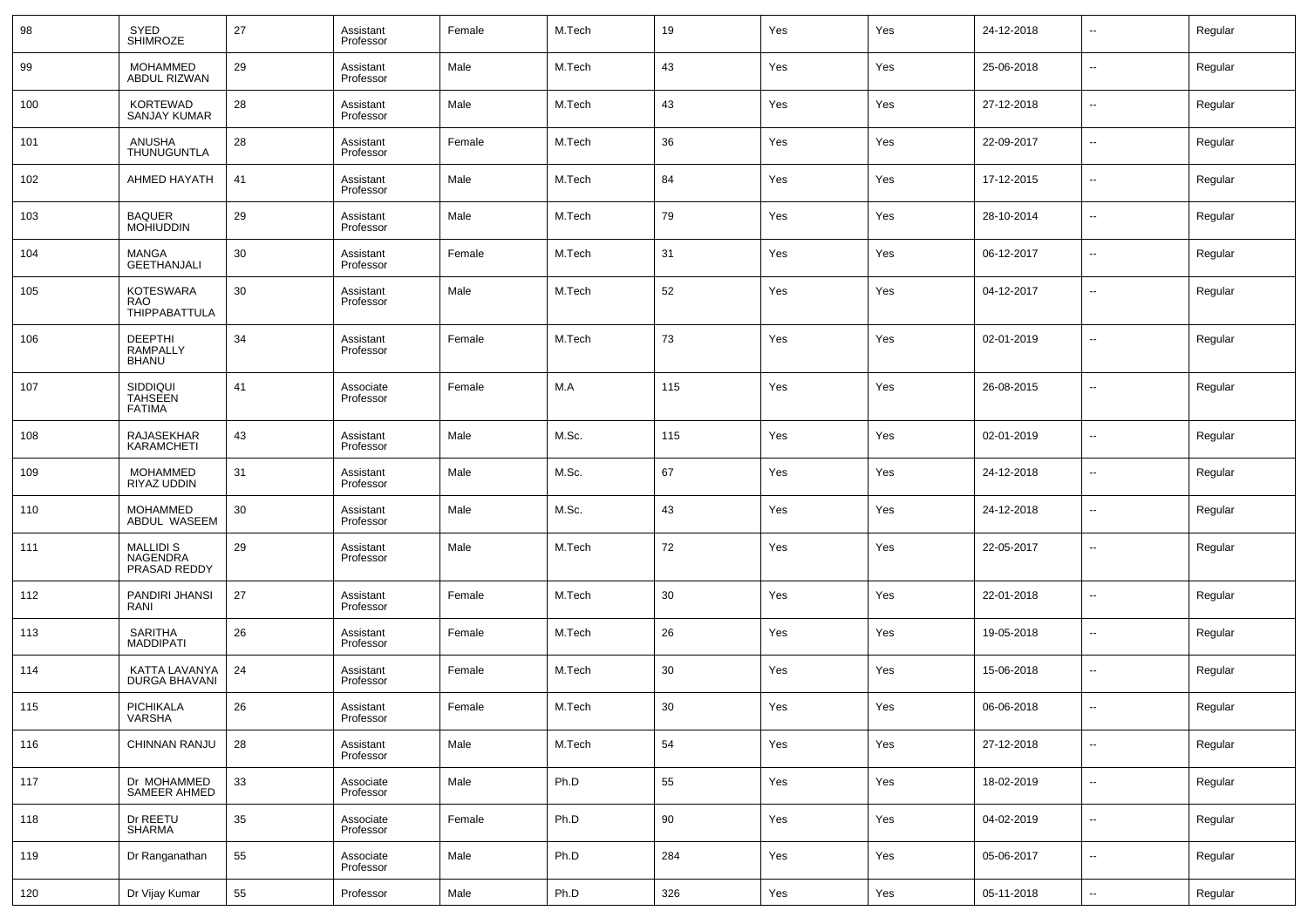| 98 | SYED SHIMROZE | 27 | Assistant Professor | Female | M.Tech | 19 | Yes | Yes | 24-12-2018 | -- | Regular |
|---|---|---|---|---|---|---|---|---|---|---|---|
| 99 | MOHAMMED ABDUL RIZWAN | 29 | Assistant Professor | Male | M.Tech | 43 | Yes | Yes | 25-06-2018 | -- | Regular |
| 100 | KORTEWAD SANJAY KUMAR | 28 | Assistant Professor | Male | M.Tech | 43 | Yes | Yes | 27-12-2018 | -- | Regular |
| 101 | ANUSHA THUNUGUNTLA | 28 | Assistant Professor | Female | M.Tech | 36 | Yes | Yes | 22-09-2017 | -- | Regular |
| 102 | AHMED HAYATH | 41 | Assistant Professor | Male | M.Tech | 84 | Yes | Yes | 17-12-2015 | -- | Regular |
| 103 | BAQUER MOHIUDDIN | 29 | Assistant Professor | Male | M.Tech | 79 | Yes | Yes | 28-10-2014 | -- | Regular |
| 104 | MANGA GEETHANJALI | 30 | Assistant Professor | Female | M.Tech | 31 | Yes | Yes | 06-12-2017 | -- | Regular |
| 105 | KOTESWARA RAO THIPPABATTULA | 30 | Assistant Professor | Male | M.Tech | 52 | Yes | Yes | 04-12-2017 | -- | Regular |
| 106 | DEEPTHI RAMPALLY BHANU | 34 | Assistant Professor | Female | M.Tech | 73 | Yes | Yes | 02-01-2019 | -- | Regular |
| 107 | SIDDIQUI TAHSEEN FATIMA | 41 | Associate Professor | Female | M.A | 115 | Yes | Yes | 26-08-2015 | -- | Regular |
| 108 | RAJASEKHAR KARAMCHETI | 43 | Assistant Professor | Male | M.Sc. | 115 | Yes | Yes | 02-01-2019 | -- | Regular |
| 109 | MOHAMMED RIYAZ UDDIN | 31 | Assistant Professor | Male | M.Sc. | 67 | Yes | Yes | 24-12-2018 | -- | Regular |
| 110 | MOHAMMED ABDUL WASEEM | 30 | Assistant Professor | Male | M.Sc. | 43 | Yes | Yes | 24-12-2018 | -- | Regular |
| 111 | MALLIDI S NAGENDRA PRASAD REDDY | 29 | Assistant Professor | Male | M.Tech | 72 | Yes | Yes | 22-05-2017 | -- | Regular |
| 112 | PANDIRI JHANSI RANI | 27 | Assistant Professor | Female | M.Tech | 30 | Yes | Yes | 22-01-2018 | -- | Regular |
| 113 | SARITHA MADDIPATI | 26 | Assistant Professor | Female | M.Tech | 26 | Yes | Yes | 19-05-2018 | -- | Regular |
| 114 | KATTA LAVANYA DURGA BHAVANI | 24 | Assistant Professor | Female | M.Tech | 30 | Yes | Yes | 15-06-2018 | -- | Regular |
| 115 | PICHIKALA VARSHA | 26 | Assistant Professor | Female | M.Tech | 30 | Yes | Yes | 06-06-2018 | -- | Regular |
| 116 | CHINNAN RANJU | 28 | Assistant Professor | Male | M.Tech | 54 | Yes | Yes | 27-12-2018 | -- | Regular |
| 117 | Dr MOHAMMED SAMEER AHMED | 33 | Associate Professor | Male | Ph.D | 55 | Yes | Yes | 18-02-2019 | -- | Regular |
| 118 | Dr REETU SHARMA | 35 | Associate Professor | Female | Ph.D | 90 | Yes | Yes | 04-02-2019 | -- | Regular |
| 119 | Dr Ranganathan | 55 | Associate Professor | Male | Ph.D | 284 | Yes | Yes | 05-06-2017 | -- | Regular |
| 120 | Dr Vijay Kumar | 55 | Professor | Male | Ph.D | 326 | Yes | Yes | 05-11-2018 | -- | Regular |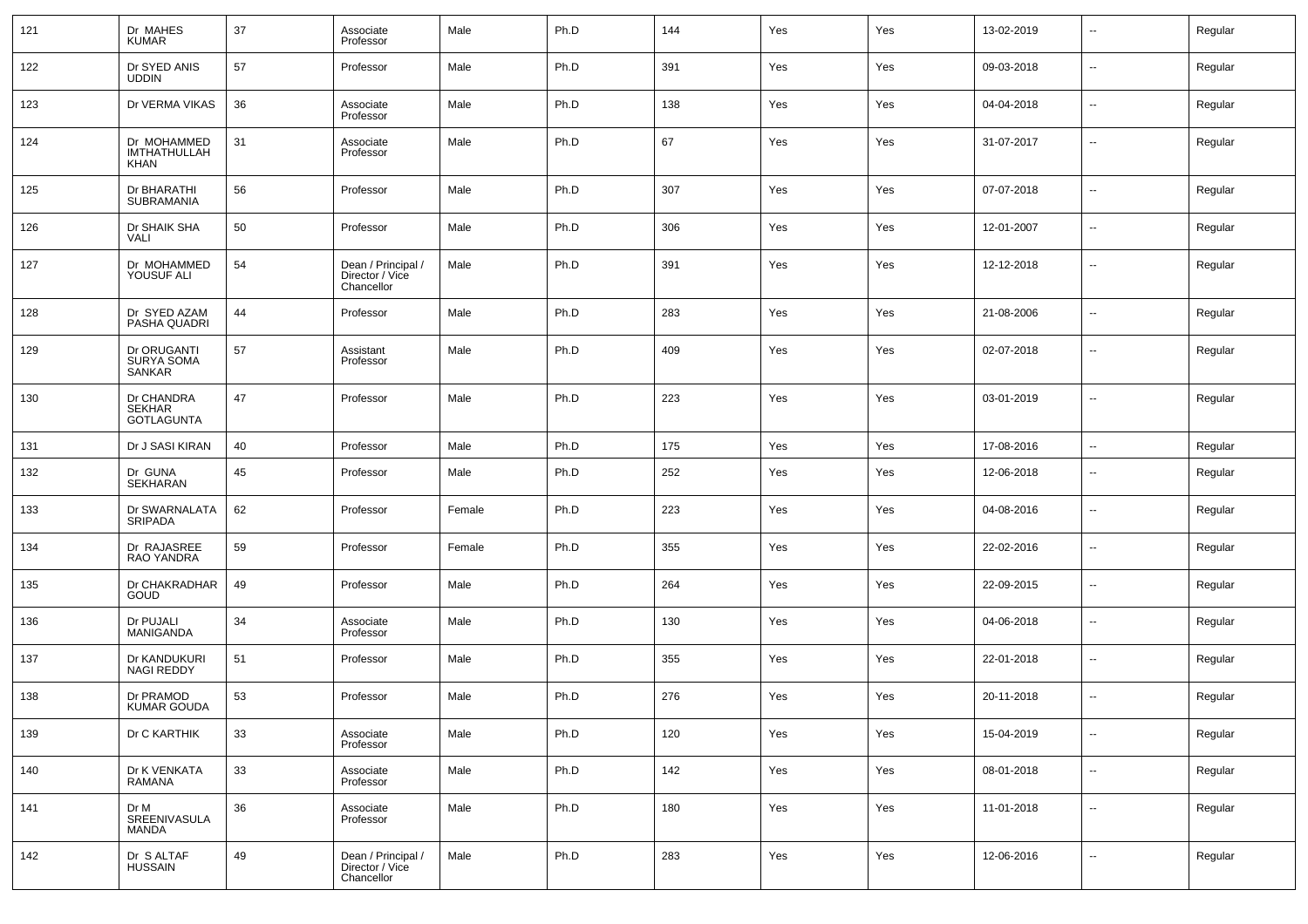| 121 | Dr MAHES KUMAR | 37 | Associate Professor | Male | Ph.D | 144 | Yes | Yes | 13-02-2019 | -- | Regular |
|---|---|---|---|---|---|---|---|---|---|---|---|
| 122 | Dr SYED ANIS UDDIN | 57 | Professor | Male | Ph.D | 391 | Yes | Yes | 09-03-2018 | -- | Regular |
| 123 | Dr VERMA VIKAS | 36 | Associate Professor | Male | Ph.D | 138 | Yes | Yes | 04-04-2018 | -- | Regular |
| 124 | Dr MOHAMMED IMTHATHULLAH KHAN | 31 | Associate Professor | Male | Ph.D | 67 | Yes | Yes | 31-07-2017 | -- | Regular |
| 125 | Dr BHARATHI SUBRAMANIA | 56 | Professor | Male | Ph.D | 307 | Yes | Yes | 07-07-2018 | -- | Regular |
| 126 | Dr SHAIK SHA VALI | 50 | Professor | Male | Ph.D | 306 | Yes | Yes | 12-01-2007 | -- | Regular |
| 127 | Dr MOHAMMED YOUSUF ALI | 54 | Dean / Principal / Director / Vice Chancellor | Male | Ph.D | 391 | Yes | Yes | 12-12-2018 | -- | Regular |
| 128 | Dr SYED AZAM PASHA QUADRI | 44 | Professor | Male | Ph.D | 283 | Yes | Yes | 21-08-2006 | -- | Regular |
| 129 | Dr ORUGANTI SURYA SOMA SANKAR | 57 | Assistant Professor | Male | Ph.D | 409 | Yes | Yes | 02-07-2018 | -- | Regular |
| 130 | Dr CHANDRA SEKHAR GOTLAGUNTA | 47 | Professor | Male | Ph.D | 223 | Yes | Yes | 03-01-2019 | -- | Regular |
| 131 | Dr J SASI KIRAN | 40 | Professor | Male | Ph.D | 175 | Yes | Yes | 17-08-2016 | -- | Regular |
| 132 | Dr GUNA SEKHARAN | 45 | Professor | Male | Ph.D | 252 | Yes | Yes | 12-06-2018 | -- | Regular |
| 133 | Dr SWARNALATA SRIPADA | 62 | Professor | Female | Ph.D | 223 | Yes | Yes | 04-08-2016 | -- | Regular |
| 134 | Dr RAJASREE RAO YANDRA | 59 | Professor | Female | Ph.D | 355 | Yes | Yes | 22-02-2016 | -- | Regular |
| 135 | Dr CHAKRADHAR GOUD | 49 | Professor | Male | Ph.D | 264 | Yes | Yes | 22-09-2015 | -- | Regular |
| 136 | Dr PUJALI MANIGANDA | 34 | Associate Professor | Male | Ph.D | 130 | Yes | Yes | 04-06-2018 | -- | Regular |
| 137 | Dr KANDUKURI NAGI REDDY | 51 | Professor | Male | Ph.D | 355 | Yes | Yes | 22-01-2018 | -- | Regular |
| 138 | Dr PRAMOD KUMAR GOUDA | 53 | Professor | Male | Ph.D | 276 | Yes | Yes | 20-11-2018 | -- | Regular |
| 139 | Dr C KARTHIK | 33 | Associate Professor | Male | Ph.D | 120 | Yes | Yes | 15-04-2019 | -- | Regular |
| 140 | Dr K VENKATA RAMANA | 33 | Associate Professor | Male | Ph.D | 142 | Yes | Yes | 08-01-2018 | -- | Regular |
| 141 | Dr M SREENIVASULA MANDA | 36 | Associate Professor | Male | Ph.D | 180 | Yes | Yes | 11-01-2018 | -- | Regular |
| 142 | Dr S ALTAF HUSSAIN | 49 | Dean / Principal / Director / Vice Chancellor | Male | Ph.D | 283 | Yes | Yes | 12-06-2016 | -- | Regular |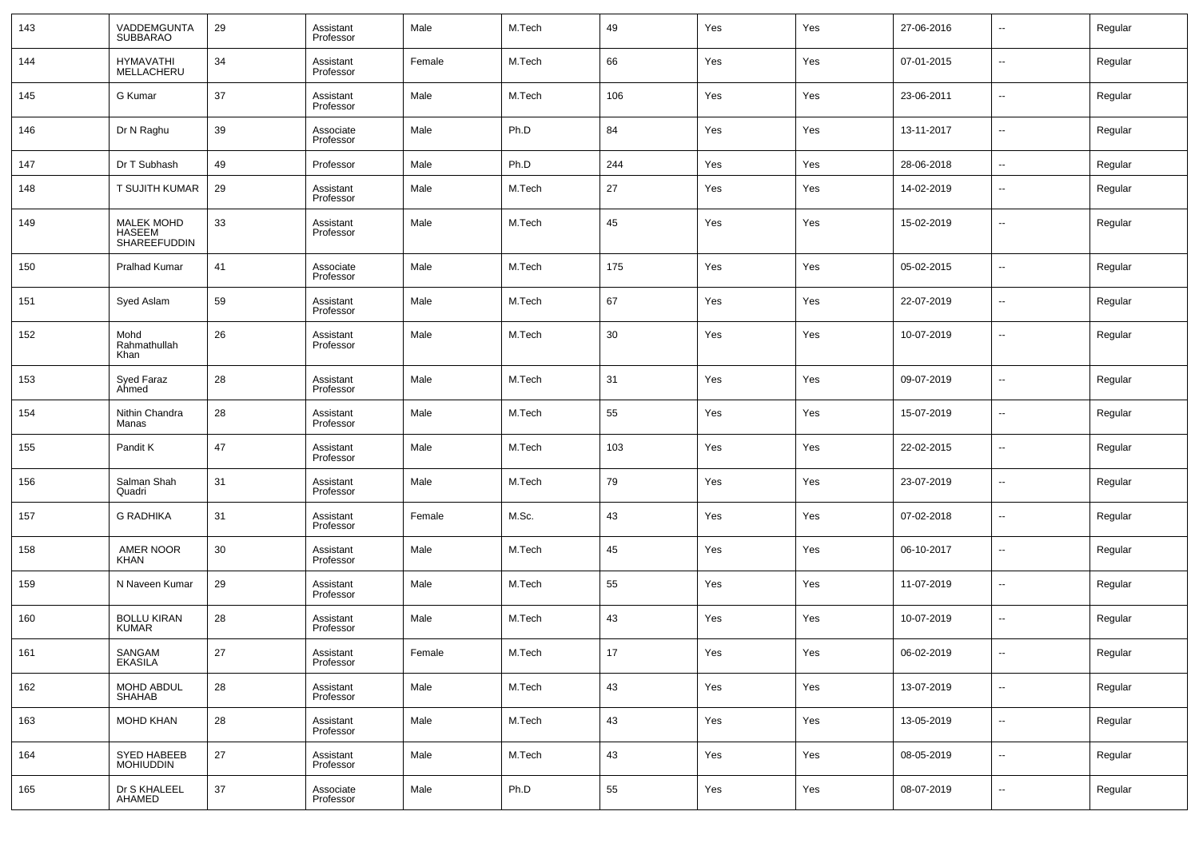| 143 | VADDEMGUNTA SUBBARAO | 29 | Assistant Professor | Male | M.Tech | 49 | Yes | Yes | 27-06-2016 | -- | Regular |
|---|---|---|---|---|---|---|---|---|---|---|---|
| 144 | HYMAVATHI MELLACHERU | 34 | Assistant Professor | Female | M.Tech | 66 | Yes | Yes | 07-01-2015 | -- | Regular |
| 145 | G Kumar | 37 | Assistant Professor | Male | M.Tech | 106 | Yes | Yes | 23-06-2011 | -- | Regular |
| 146 | Dr N Raghu | 39 | Associate Professor | Male | Ph.D | 84 | Yes | Yes | 13-11-2017 | -- | Regular |
| 147 | Dr T Subhash | 49 | Professor | Male | Ph.D | 244 | Yes | Yes | 28-06-2018 | -- | Regular |
| 148 | T SUJITH KUMAR | 29 | Assistant Professor | Male | M.Tech | 27 | Yes | Yes | 14-02-2019 | -- | Regular |
| 149 | MALEK MOHD HASEEM SHAREEFUDDIN | 33 | Assistant Professor | Male | M.Tech | 45 | Yes | Yes | 15-02-2019 | -- | Regular |
| 150 | Pralhad Kumar | 41 | Associate Professor | Male | M.Tech | 175 | Yes | Yes | 05-02-2015 | -- | Regular |
| 151 | Syed Aslam | 59 | Assistant Professor | Male | M.Tech | 67 | Yes | Yes | 22-07-2019 | -- | Regular |
| 152 | Mohd Rahmathullah Khan | 26 | Assistant Professor | Male | M.Tech | 30 | Yes | Yes | 10-07-2019 | -- | Regular |
| 153 | Syed Faraz Ahmed | 28 | Assistant Professor | Male | M.Tech | 31 | Yes | Yes | 09-07-2019 | -- | Regular |
| 154 | Nithin Chandra Manas | 28 | Assistant Professor | Male | M.Tech | 55 | Yes | Yes | 15-07-2019 | -- | Regular |
| 155 | Pandit K | 47 | Assistant Professor | Male | M.Tech | 103 | Yes | Yes | 22-02-2015 | -- | Regular |
| 156 | Salman Shah Quadri | 31 | Assistant Professor | Male | M.Tech | 79 | Yes | Yes | 23-07-2019 | -- | Regular |
| 157 | G RADHIKA | 31 | Assistant Professor | Female | M.Sc. | 43 | Yes | Yes | 07-02-2018 | -- | Regular |
| 158 | AMER NOOR KHAN | 30 | Assistant Professor | Male | M.Tech | 45 | Yes | Yes | 06-10-2017 | -- | Regular |
| 159 | N Naveen Kumar | 29 | Assistant Professor | Male | M.Tech | 55 | Yes | Yes | 11-07-2019 | -- | Regular |
| 160 | BOLLU KIRAN KUMAR | 28 | Assistant Professor | Male | M.Tech | 43 | Yes | Yes | 10-07-2019 | -- | Regular |
| 161 | SANGAM EKASILA | 27 | Assistant Professor | Female | M.Tech | 17 | Yes | Yes | 06-02-2019 | -- | Regular |
| 162 | MOHD ABDUL SHAHAB | 28 | Assistant Professor | Male | M.Tech | 43 | Yes | Yes | 13-07-2019 | -- | Regular |
| 163 | MOHD KHAN | 28 | Assistant Professor | Male | M.Tech | 43 | Yes | Yes | 13-05-2019 | -- | Regular |
| 164 | SYED HABEEB MOHIUDDIN | 27 | Assistant Professor | Male | M.Tech | 43 | Yes | Yes | 08-05-2019 | -- | Regular |
| 165 | Dr S KHALEEL AHAMED | 37 | Associate Professor | Male | Ph.D | 55 | Yes | Yes | 08-07-2019 | -- | Regular |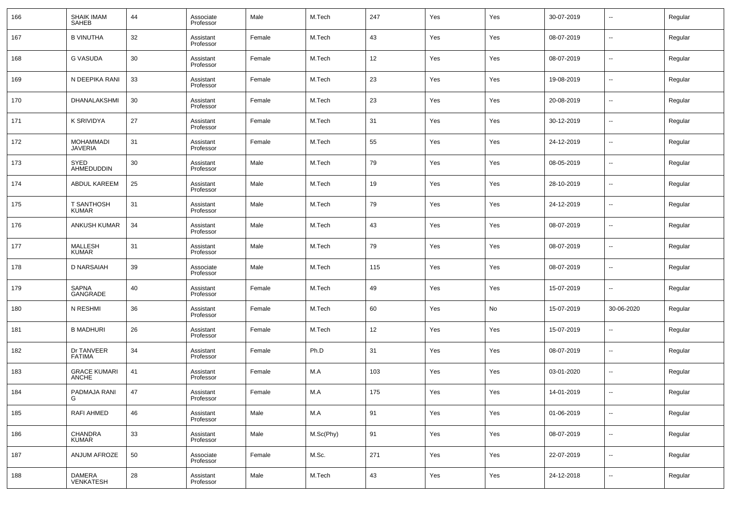| 166 | SHAIK IMAM SAHEB | 44 | Associate Professor | Male | M.Tech | 247 | Yes | Yes | 30-07-2019 | -- | Regular |
|---|---|---|---|---|---|---|---|---|---|---|---|
| 167 | B VINUTHA | 32 | Assistant Professor | Female | M.Tech | 43 | Yes | Yes | 08-07-2019 | -- | Regular |
| 168 | G VASUDA | 30 | Assistant Professor | Female | M.Tech | 12 | Yes | Yes | 08-07-2019 | -- | Regular |
| 169 | N DEEPIKA RANI | 33 | Assistant Professor | Female | M.Tech | 23 | Yes | Yes | 19-08-2019 | -- | Regular |
| 170 | DHANALAKSHMI | 30 | Assistant Professor | Female | M.Tech | 23 | Yes | Yes | 20-08-2019 | -- | Regular |
| 171 | K SRIVIDYA | 27 | Assistant Professor | Female | M.Tech | 31 | Yes | Yes | 30-12-2019 | -- | Regular |
| 172 | MOHAMMADI JAVERIA | 31 | Assistant Professor | Female | M.Tech | 55 | Yes | Yes | 24-12-2019 | -- | Regular |
| 173 | SYED AHMEDUDDIN | 30 | Assistant Professor | Male | M.Tech | 79 | Yes | Yes | 08-05-2019 | -- | Regular |
| 174 | ABDUL KAREEM | 25 | Assistant Professor | Male | M.Tech | 19 | Yes | Yes | 28-10-2019 | -- | Regular |
| 175 | T SANTHOSH KUMAR | 31 | Assistant Professor | Male | M.Tech | 79 | Yes | Yes | 24-12-2019 | -- | Regular |
| 176 | ANKUSH KUMAR | 34 | Assistant Professor | Male | M.Tech | 43 | Yes | Yes | 08-07-2019 | -- | Regular |
| 177 | MALLESH KUMAR | 31 | Assistant Professor | Male | M.Tech | 79 | Yes | Yes | 08-07-2019 | -- | Regular |
| 178 | D NARSAIAH | 39 | Associate Professor | Male | M.Tech | 115 | Yes | Yes | 08-07-2019 | -- | Regular |
| 179 | SAPNA GANGRADE | 40 | Assistant Professor | Female | M.Tech | 49 | Yes | Yes | 15-07-2019 | -- | Regular |
| 180 | N RESHMI | 36 | Assistant Professor | Female | M.Tech | 60 | Yes | No | 15-07-2019 | 30-06-2020 | Regular |
| 181 | B MADHURI | 26 | Assistant Professor | Female | M.Tech | 12 | Yes | Yes | 15-07-2019 | -- | Regular |
| 182 | Dr TANVEER FATIMA | 34 | Assistant Professor | Female | Ph.D | 31 | Yes | Yes | 08-07-2019 | -- | Regular |
| 183 | GRACE KUMARI ANCHE | 41 | Assistant Professor | Female | M.A | 103 | Yes | Yes | 03-01-2020 | -- | Regular |
| 184 | PADMAJA RANI G | 47 | Assistant Professor | Female | M.A | 175 | Yes | Yes | 14-01-2019 | -- | Regular |
| 185 | RAFI AHMED | 46 | Assistant Professor | Male | M.A | 91 | Yes | Yes | 01-06-2019 | -- | Regular |
| 186 | CHANDRA KUMAR | 33 | Assistant Professor | Male | M.Sc(Phy) | 91 | Yes | Yes | 08-07-2019 | -- | Regular |
| 187 | ANJUM AFROZE | 50 | Associate Professor | Female | M.Sc. | 271 | Yes | Yes | 22-07-2019 | -- | Regular |
| 188 | DAMERA VENKATESH | 28 | Assistant Professor | Male | M.Tech | 43 | Yes | Yes | 24-12-2018 | -- | Regular |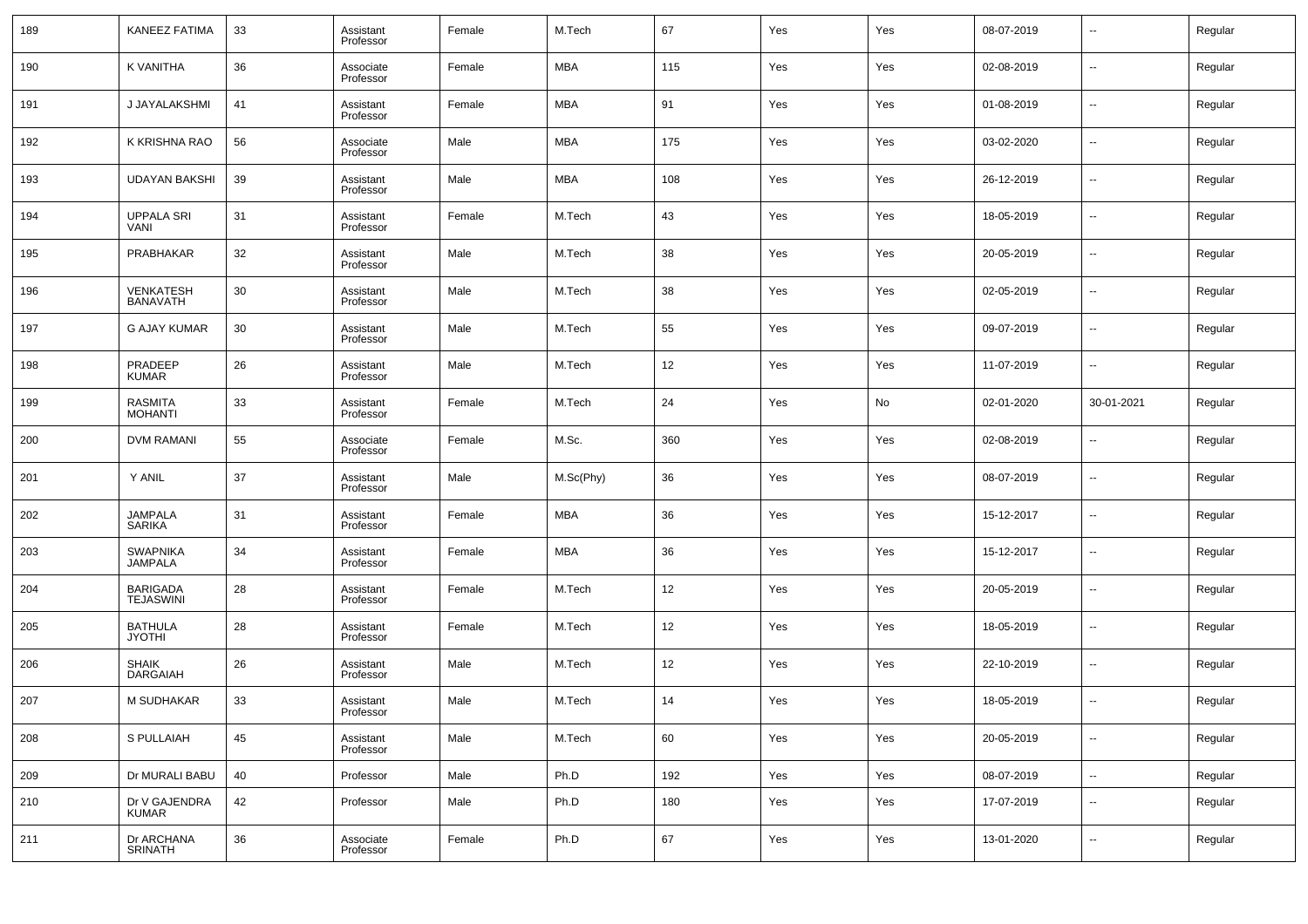| 189 | KANEEZ FATIMA | 33 | Assistant Professor | Female | M.Tech | 67 | Yes | Yes | 08-07-2019 | -- | Regular |
|---|---|---|---|---|---|---|---|---|---|---|---|
| 190 | K VANITHA | 36 | Associate Professor | Female | MBA | 115 | Yes | Yes | 02-08-2019 | -- | Regular |
| 191 | J JAYALAKSHMI | 41 | Assistant Professor | Female | MBA | 91 | Yes | Yes | 01-08-2019 | -- | Regular |
| 192 | K KRISHNA RAO | 56 | Associate Professor | Male | MBA | 175 | Yes | Yes | 03-02-2020 | -- | Regular |
| 193 | UDAYAN BAKSHI | 39 | Assistant Professor | Male | MBA | 108 | Yes | Yes | 26-12-2019 | -- | Regular |
| 194 | UPPALA SRI VANI | 31 | Assistant Professor | Female | M.Tech | 43 | Yes | Yes | 18-05-2019 | -- | Regular |
| 195 | PRABHAKAR | 32 | Assistant Professor | Male | M.Tech | 38 | Yes | Yes | 20-05-2019 | -- | Regular |
| 196 | VENKATESH BANAVATH | 30 | Assistant Professor | Male | M.Tech | 38 | Yes | Yes | 02-05-2019 | -- | Regular |
| 197 | G AJAY KUMAR | 30 | Assistant Professor | Male | M.Tech | 55 | Yes | Yes | 09-07-2019 | -- | Regular |
| 198 | PRADEEP KUMAR | 26 | Assistant Professor | Male | M.Tech | 12 | Yes | Yes | 11-07-2019 | -- | Regular |
| 199 | RASMITA MOHANTI | 33 | Assistant Professor | Female | M.Tech | 24 | Yes | No | 02-01-2020 | 30-01-2021 | Regular |
| 200 | DVM RAMANI | 55 | Associate Professor | Female | M.Sc. | 360 | Yes | Yes | 02-08-2019 | -- | Regular |
| 201 | Y ANIL | 37 | Assistant Professor | Male | M.Sc(Phy) | 36 | Yes | Yes | 08-07-2019 | -- | Regular |
| 202 | JAMPALA SARIKA | 31 | Assistant Professor | Female | MBA | 36 | Yes | Yes | 15-12-2017 | -- | Regular |
| 203 | SWAPNIKA JAMPALA | 34 | Assistant Professor | Female | MBA | 36 | Yes | Yes | 15-12-2017 | -- | Regular |
| 204 | BARIGADA TEJASWINI | 28 | Assistant Professor | Female | M.Tech | 12 | Yes | Yes | 20-05-2019 | -- | Regular |
| 205 | BATHULA JYOTHI | 28 | Assistant Professor | Female | M.Tech | 12 | Yes | Yes | 18-05-2019 | -- | Regular |
| 206 | SHAIK DARGAIAH | 26 | Assistant Professor | Male | M.Tech | 12 | Yes | Yes | 22-10-2019 | -- | Regular |
| 207 | M SUDHAKAR | 33 | Assistant Professor | Male | M.Tech | 14 | Yes | Yes | 18-05-2019 | -- | Regular |
| 208 | S PULLAIAH | 45 | Assistant Professor | Male | M.Tech | 60 | Yes | Yes | 20-05-2019 | -- | Regular |
| 209 | Dr MURALI BABU | 40 | Professor | Male | Ph.D | 192 | Yes | Yes | 08-07-2019 | -- | Regular |
| 210 | Dr V GAJENDRA KUMAR | 42 | Professor | Male | Ph.D | 180 | Yes | Yes | 17-07-2019 | -- | Regular |
| 211 | Dr ARCHANA SRINATH | 36 | Associate Professor | Female | Ph.D | 67 | Yes | Yes | 13-01-2020 | -- | Regular |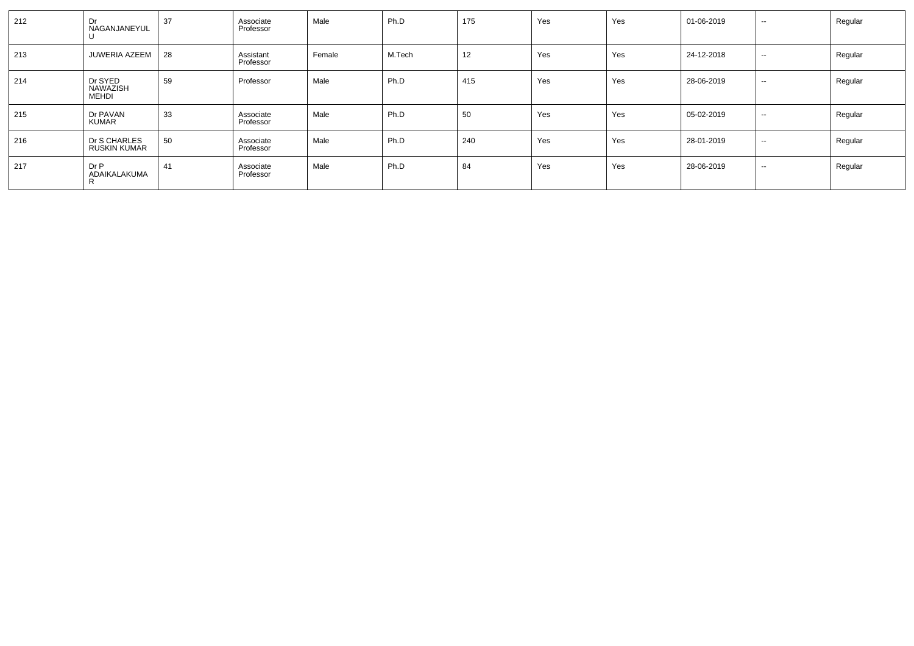| | | | | | | | | | | | |
|---|---|---|---|---|---|---|---|---|---|---|---|
| 212 | Dr NAGANJANEYULU | 37 | Associate Professor | Male | Ph.D | 175 | Yes | Yes | 01-06-2019 | -- | Regular |
| 213 | JUWERIA AZEEM | 28 | Assistant Professor | Female | M.Tech | 12 | Yes | Yes | 24-12-2018 | -- | Regular |
| 214 | Dr SYED NAWAZISH MEHDI | 59 | Professor | Male | Ph.D | 415 | Yes | Yes | 28-06-2019 | -- | Regular |
| 215 | Dr PAVAN KUMAR | 33 | Associate Professor | Male | Ph.D | 50 | Yes | Yes | 05-02-2019 | -- | Regular |
| 216 | Dr S CHARLES RUSKIN KUMAR | 50 | Associate Professor | Male | Ph.D | 240 | Yes | Yes | 28-01-2019 | -- | Regular |
| 217 | Dr P ADAIKALAKUMAR | 41 | Associate Professor | Male | Ph.D | 84 | Yes | Yes | 28-06-2019 | -- | Regular |